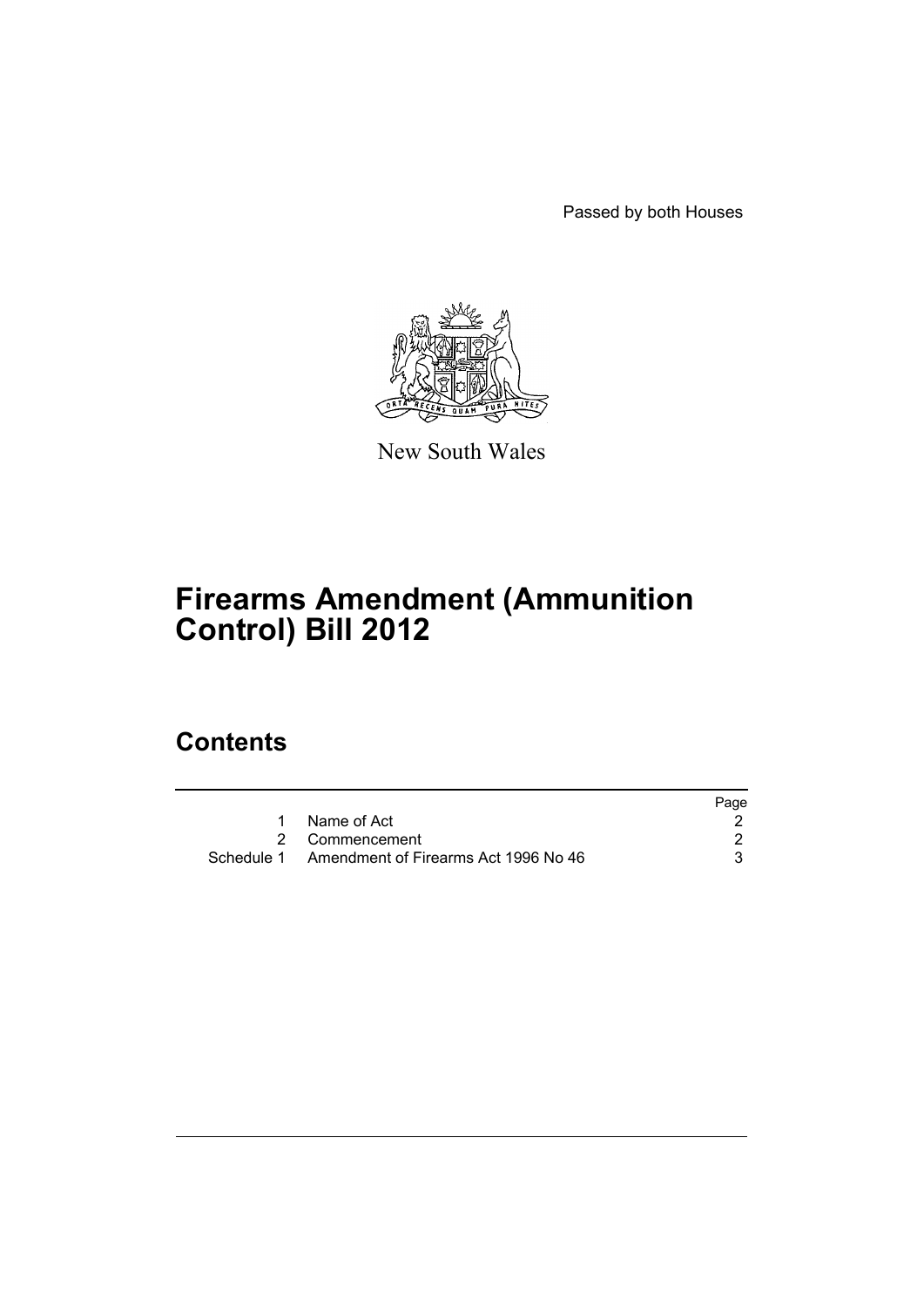Passed by both Houses

New South Wales

# Firearms Amendment (Ammunition Control) Bill 2012

## Contents

| | | Page |
|---|---|---|
| 1 | Name of Act | 2 |
| 2 | Commencement | 2 |
| Schedule 1 | Amendment of Firearms Act 1996 No 46 | 3 |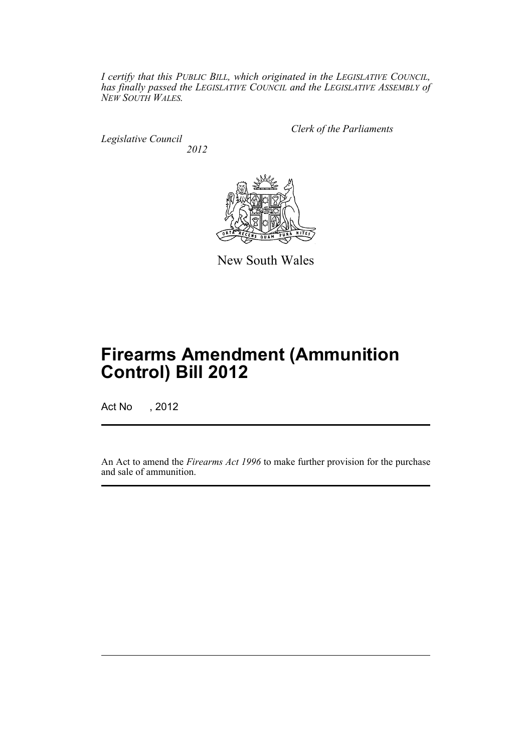*I certify that this PUBLIC BILL, which originated in the LEGISLATIVE COUNCIL, has finally passed the LEGISLATIVE COUNCIL and the LEGISLATIVE ASSEMBLY of NEW SOUTH WALES.*

*Clerk of the Parliaments*

*Legislative Council*

*2012*

New South Wales

# Firearms Amendment (Ammunition Control) Bill 2012

Act No , 2012

An Act to amend the *Firearms Act 1996* to make further provision for the purchase and sale of ammunition.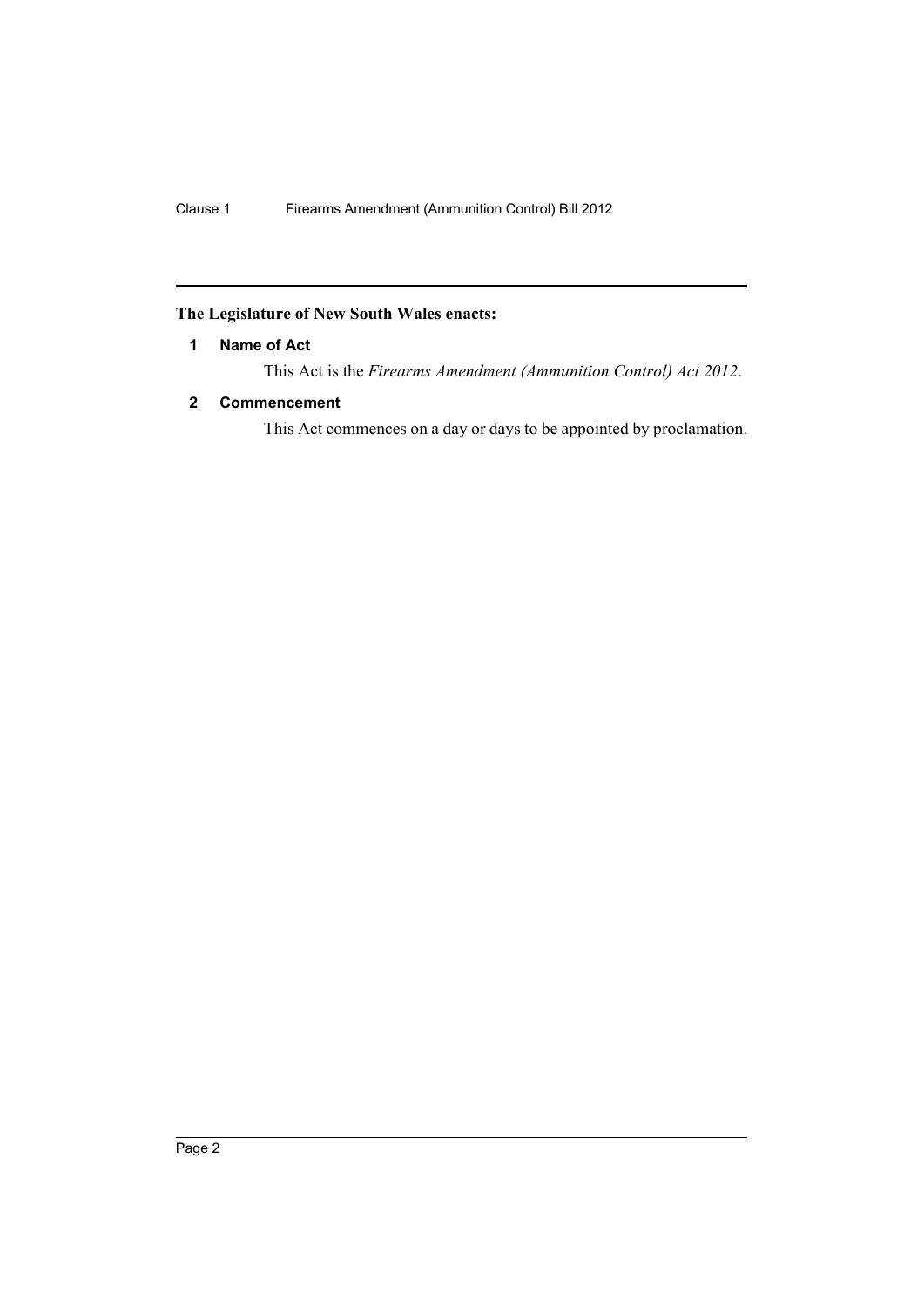**The Legislature of New South Wales enacts:**

### 1 Name of Act

This Act is the *Firearms Amendment (Ammunition Control) Act 2012*.

### 2 Commencement

This Act commences on a day or days to be appointed by proclamation.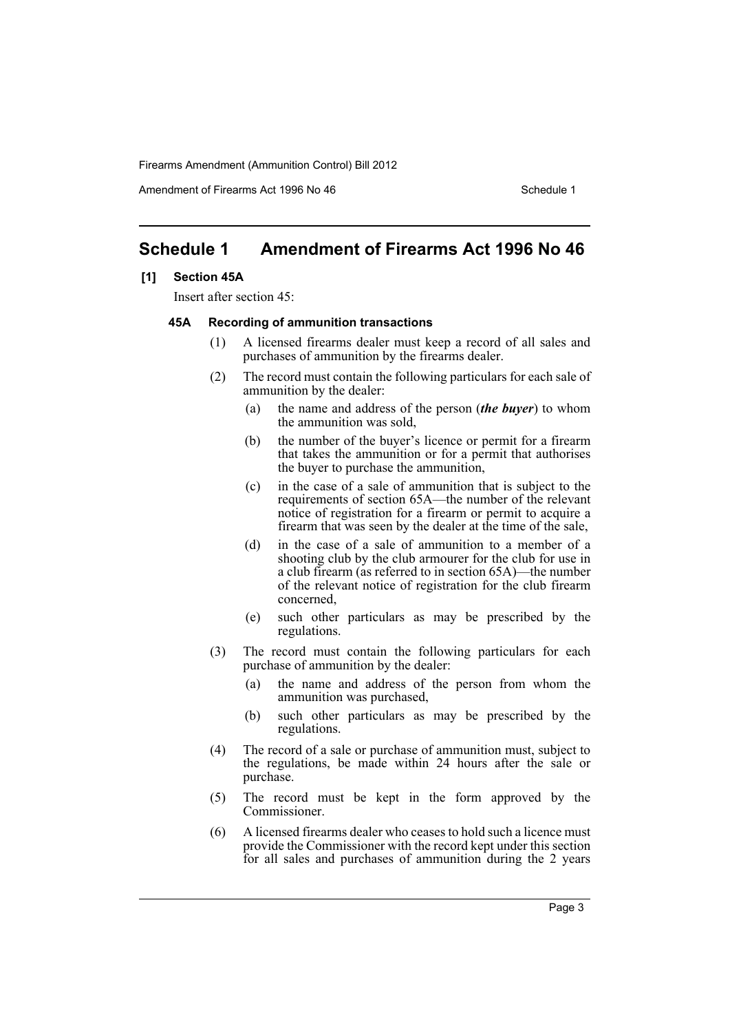## Schedule 1 Amendment of Firearms Act 1996 No 46

**[1] Section 45A**

Insert after section 45:

**45A Recording of ammunition transactions**

(1) A licensed firearms dealer must keep a record of all sales and purchases of ammunition by the firearms dealer.

(2) The record must contain the following particulars for each sale of ammunition by the dealer:

(a) the name and address of the person (***the buyer***) to whom the ammunition was sold,

(b) the number of the buyer's licence or permit for a firearm that takes the ammunition or for a permit that authorises the buyer to purchase the ammunition,

(c) in the case of a sale of ammunition that is subject to the requirements of section 65A—the number of the relevant notice of registration for a firearm or permit to acquire a firearm that was seen by the dealer at the time of the sale,

(d) in the case of a sale of ammunition to a member of a shooting club by the club armourer for the club for use in a club firearm (as referred to in section 65A)—the number of the relevant notice of registration for the club firearm concerned,

(e) such other particulars as may be prescribed by the regulations.

(3) The record must contain the following particulars for each purchase of ammunition by the dealer:

(a) the name and address of the person from whom the ammunition was purchased,

(b) such other particulars as may be prescribed by the regulations.

(4) The record of a sale or purchase of ammunition must, subject to the regulations, be made within 24 hours after the sale or purchase.

(5) The record must be kept in the form approved by the Commissioner.

(6) A licensed firearms dealer who ceases to hold such a licence must provide the Commissioner with the record kept under this section for all sales and purchases of ammunition during the 2 years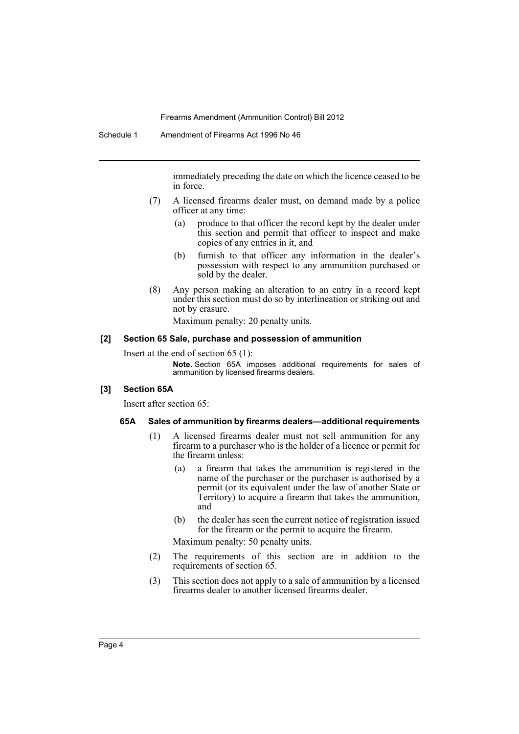immediately preceding the date on which the licence ceased to be in force.

(7) A licensed firearms dealer must, on demand made by a police officer at any time:

(a) produce to that officer the record kept by the dealer under this section and permit that officer to inspect and make copies of any entries in it, and

(b) furnish to that officer any information in the dealer's possession with respect to any ammunition purchased or sold by the dealer.

(8) Any person making an alteration to an entry in a record kept under this section must do so by interlineation or striking out and not by erasure.

Maximum penalty: 20 penalty units.

### [2] Section 65 Sale, purchase and possession of ammunition

Insert at the end of section 65 (1):

**Note.** Section 65A imposes additional requirements for sales of ammunition by licensed firearms dealers.

### [3] Section 65A

Insert after section 65:

#### 65A Sales of ammunition by firearms dealers—additional requirements

(1) A licensed firearms dealer must not sell ammunition for any firearm to a purchaser who is the holder of a licence or permit for the firearm unless:

(a) a firearm that takes the ammunition is registered in the name of the purchaser or the purchaser is authorised by a permit (or its equivalent under the law of another State or Territory) to acquire a firearm that takes the ammunition, and

(b) the dealer has seen the current notice of registration issued for the firearm or the permit to acquire the firearm.

Maximum penalty: 50 penalty units.

(2) The requirements of this section are in addition to the requirements of section 65.

(3) This section does not apply to a sale of ammunition by a licensed firearms dealer to another licensed firearms dealer.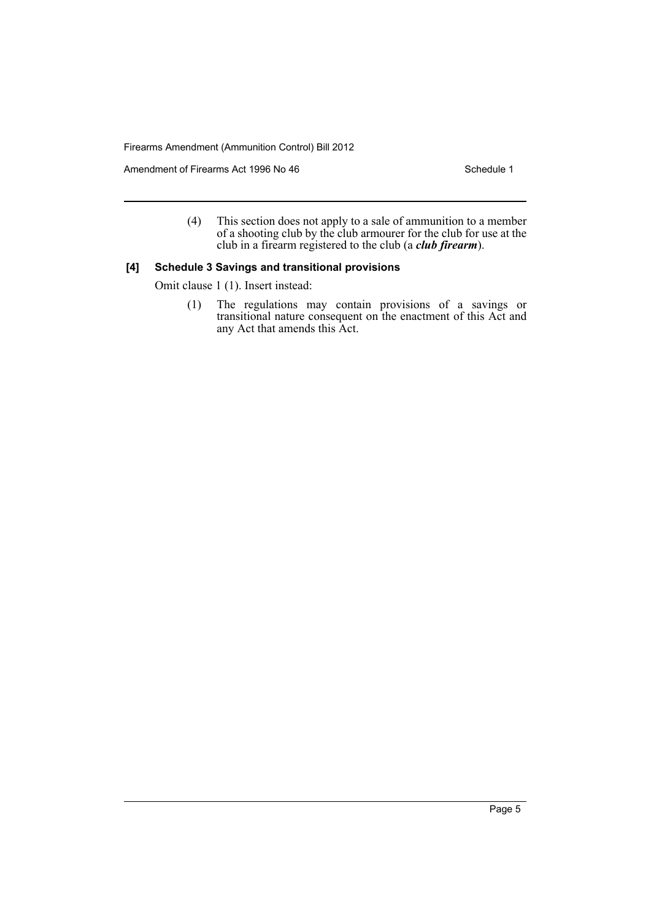(4) This section does not apply to a sale of ammunition to a member of a shooting club by the club armourer for the club for use at the club in a firearm registered to the club (a ***club firearm***).

### [4] Schedule 3 Savings and transitional provisions

Omit clause 1 (1). Insert instead:

(1) The regulations may contain provisions of a savings or transitional nature consequent on the enactment of this Act and any Act that amends this Act.